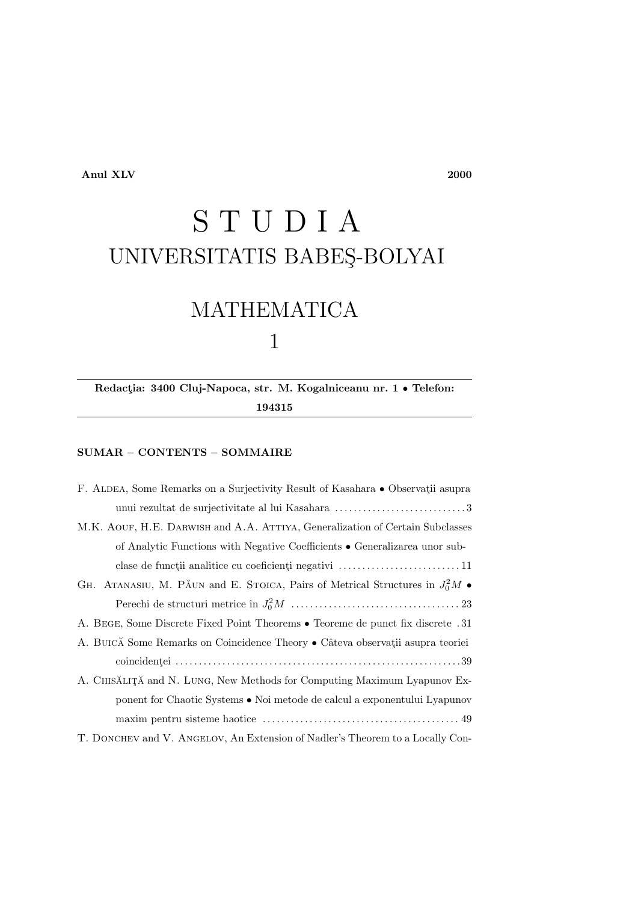**Anul XLV** **2000**

# S T U D I A

## UNIVERSITATIS BABEŞ-BOLYAI

## MATHEMATICA

## 1

---

**Redacţia: 3400 Cluj-Napoca, str. M. Kogalniceanu nr. 1 • Telefon: 194315**

---

**SUMAR – CONTENTS – SOMMAIRE**

F. Aldea, Some Remarks on a Surjectivity Result of Kasahara • Observaţii asupra unui rezultat de surjectivitate al lui Kasahara ............................ 3

M.K. Aouf, H.E. Darwish and A.A. Attiya, Generalization of Certain Subclasses of Analytic Functions with Negative Coefficients • Generalizarea unor subclase de funcţii analitice cu coeficienţi negativi .......................... 11

Gh. Atanasiu, M. Păun and E. Stoica, Pairs of Metrical Structures in $J_0^2M$ • Perechi de structuri metrice în $J_0^2M$ .................................... 23

A. Bege, Some Discrete Fixed Point Theorems • Teoreme de punct fix discrete . 31

A. Buică Some Remarks on Coincidence Theory • Câteva observaţii asupra teoriei coincidenţei ............................................................ 39

A. Chisăliţă and N. Lung, New Methods for Computing Maximum Lyapunov Exponent for Chaotic Systems • Noi metode de calcul a exponentului Lyapunov maxim pentru sisteme haotice .......................................... 49

T. Donchev and V. Angelov, An Extension of Nadler's Theorem to a Locally Con-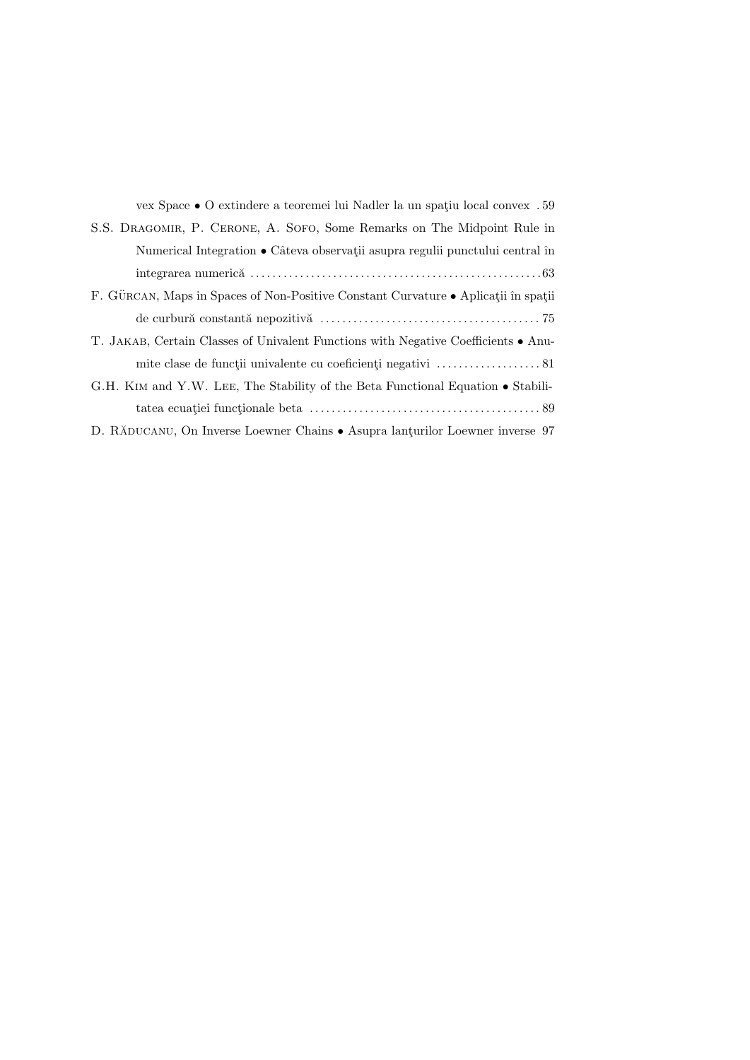vex Space • O extindere a teoremei lui Nadler la un spaţiu local convex . 59

S.S. Dragomir, P. Cerone, A. Sofo, Some Remarks on The Midpoint Rule in Numerical Integration • Câteva observaţii asupra regulii punctului central în integrarea numerică . . . . . . . . . . . . . . . . . . . . . . . . . . . . . . . . . . . . . . . . . . . . . . . . . . . . 63

F. Gürcan, Maps in Spaces of Non-Positive Constant Curvature • Aplicaţii în spaţii de curbură constantă nepozitivă . . . . . . . . . . . . . . . . . . . . . . . . . . . . . . . . . . . . . . . 75

T. Jakab, Certain Classes of Univalent Functions with Negative Coefficients • Anumite clase de funcţii univalente cu coeficienţi negativi . . . . . . . . . . . . . . . . . . . 81

G.H. Kim and Y.W. Lee, The Stability of the Beta Functional Equation • Stabilitatea ecuaţiei funcţionale beta . . . . . . . . . . . . . . . . . . . . . . . . . . . . . . . . . . . . . . . . . 89

D. Răducanu, On Inverse Loewner Chains • Asupra lanţurilor Loewner inverse 97